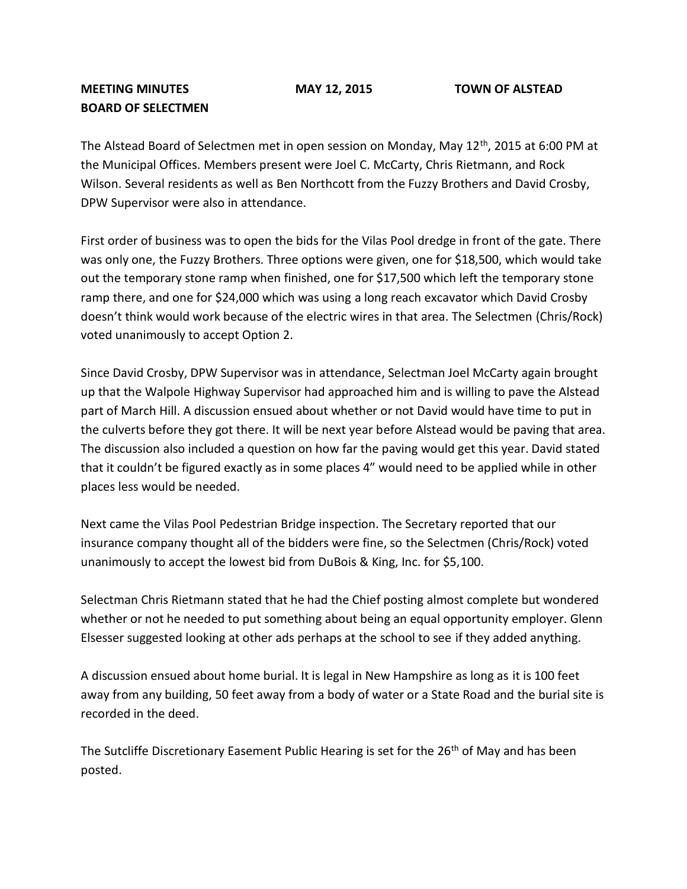**MEETING MINUTES MAY 12, 2015 TOWN OF ALSTEAD**
**BOARD OF SELECTMEN**

The Alstead Board of Selectmen met in open session on Monday, May 12th, 2015 at 6:00 PM at the Municipal Offices. Members present were Joel C. McCarty, Chris Rietmann, and Rock Wilson. Several residents as well as Ben Northcott from the Fuzzy Brothers and David Crosby, DPW Supervisor were also in attendance.

First order of business was to open the bids for the Vilas Pool dredge in front of the gate. There was only one, the Fuzzy Brothers. Three options were given, one for $18,500, which would take out the temporary stone ramp when finished, one for $17,500 which left the temporary stone ramp there, and one for $24,000 which was using a long reach excavator which David Crosby doesn't think would work because of the electric wires in that area. The Selectmen (Chris/Rock) voted unanimously to accept Option 2.

Since David Crosby, DPW Supervisor was in attendance, Selectman Joel McCarty again brought up that the Walpole Highway Supervisor had approached him and is willing to pave the Alstead part of March Hill. A discussion ensued about whether or not David would have time to put in the culverts before they got there. It will be next year before Alstead would be paving that area. The discussion also included a question on how far the paving would get this year. David stated that it couldn't be figured exactly as in some places 4" would need to be applied while in other places less would be needed.

Next came the Vilas Pool Pedestrian Bridge inspection. The Secretary reported that our insurance company thought all of the bidders were fine, so the Selectmen (Chris/Rock) voted unanimously to accept the lowest bid from DuBois & King, Inc. for $5,100.

Selectman Chris Rietmann stated that he had the Chief posting almost complete but wondered whether or not he needed to put something about being an equal opportunity employer. Glenn Elsesser suggested looking at other ads perhaps at the school to see if they added anything.

A discussion ensued about home burial. It is legal in New Hampshire as long as it is 100 feet away from any building, 50 feet away from a body of water or a State Road and the burial site is recorded in the deed.

The Sutcliffe Discretionary Easement Public Hearing is set for the 26th of May and has been posted.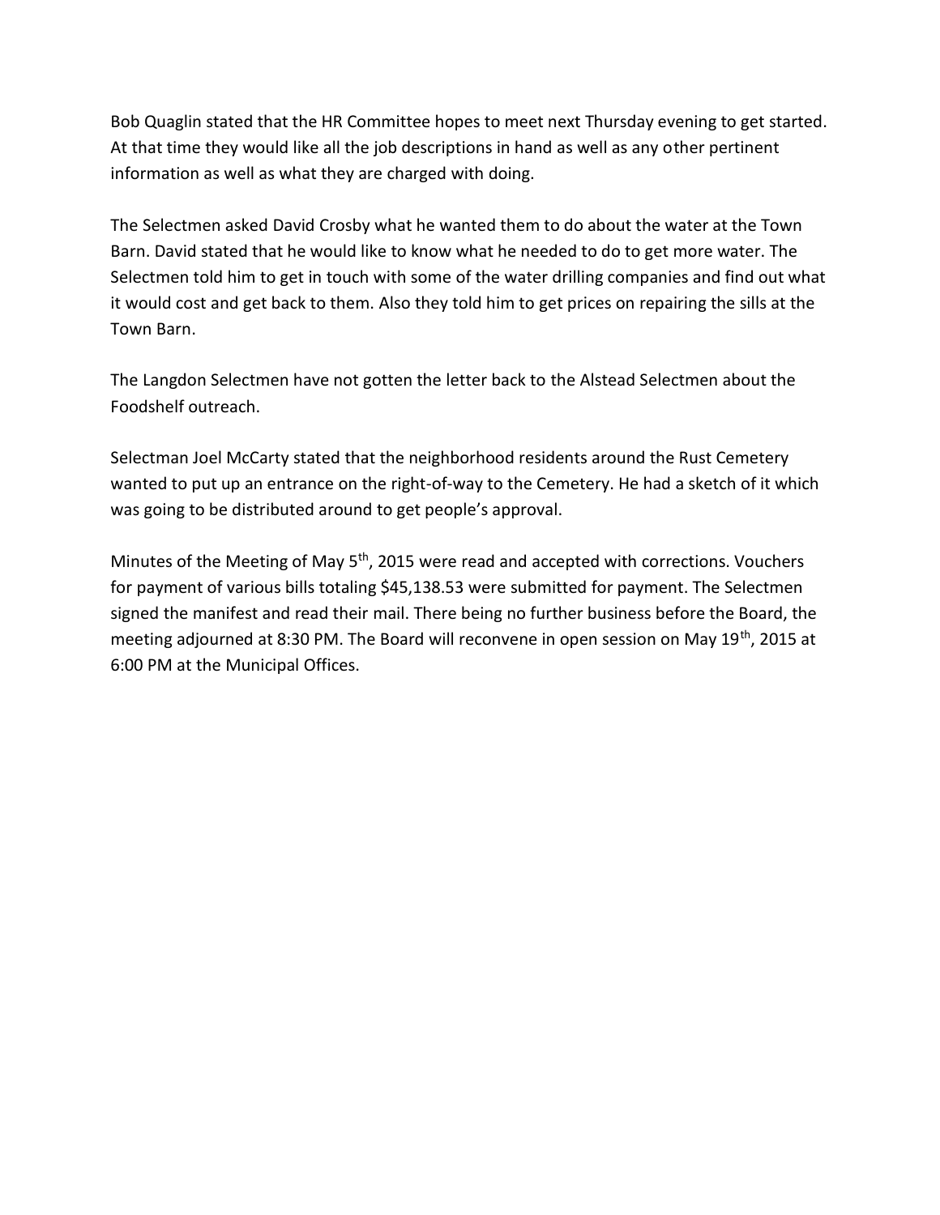Bob Quaglin stated that the HR Committee hopes to meet next Thursday evening to get started. At that time they would like all the job descriptions in hand as well as any other pertinent information as well as what they are charged with doing.

The Selectmen asked David Crosby what he wanted them to do about the water at the Town Barn. David stated that he would like to know what he needed to do to get more water. The Selectmen told him to get in touch with some of the water drilling companies and find out what it would cost and get back to them. Also they told him to get prices on repairing the sills at the Town Barn.

The Langdon Selectmen have not gotten the letter back to the Alstead Selectmen about the Foodshelf outreach.

Selectman Joel McCarty stated that the neighborhood residents around the Rust Cemetery wanted to put up an entrance on the right-of-way to the Cemetery. He had a sketch of it which was going to be distributed around to get people's approval.

Minutes of the Meeting of May 5th, 2015 were read and accepted with corrections. Vouchers for payment of various bills totaling $45,138.53 were submitted for payment. The Selectmen signed the manifest and read their mail. There being no further business before the Board, the meeting adjourned at 8:30 PM. The Board will reconvene in open session on May 19th, 2015 at 6:00 PM at the Municipal Offices.